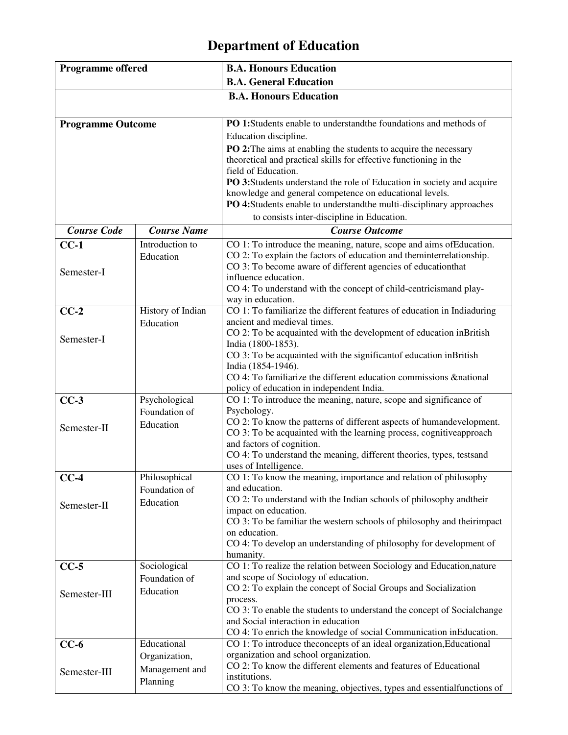# Department of Education

| Programme offered | | B.A. Honours Education<br>B.A. General Education |
|---|---|---|
| | | **B.A. Honours Education** |
| **Programme Outcome** | | **PO 1:**Students enable to understandthe foundations and methods of Education discipline.<br>**PO 2:**The aims at enabling the students to acquire the necessary theoretical and practical skills for effective functioning in the field of Education.<br>**PO 3:**Students understand the role of Education in society and acquire knowledge and general competence on educational levels.<br>**PO 4:**Students enable to understandthe multi-disciplinary approaches to consists inter-discipline in Education. |
| ***Course Code*** | ***Course Name*** | ***Course Outcome*** |
| **CC-1**<br><br>Semester-I | Introduction to Education | CO 1: To introduce the meaning, nature, scope and aims ofEducation.<br>CO 2: To explain the factors of education and theminterrelationship.<br>CO 3: To become aware of different agencies of educationthat influence education.<br>CO 4: To understand with the concept of child-centricismand play-way in education. |
| **CC-2**<br><br>Semester-I | History of Indian Education | CO 1: To familiarize the different features of education in Indiaduring ancient and medieval times.<br>CO 2: To be acquainted with the development of education inBritish India (1800-1853).<br>CO 3: To be acquainted with the significantof education inBritish India (1854-1946).<br>CO 4: To familiarize the different education commissions &national policy of education in independent India. |
| **CC-3**<br><br>Semester-II | Psychological Foundation of Education | CO 1: To introduce the meaning, nature, scope and significance of Psychology.<br>CO 2: To know the patterns of different aspects of humandevelopment.<br>CO 3: To be acquainted with the learning process, cognitiveapproach and factors of cognition.<br>CO 4: To understand the meaning, different theories, types, testsand uses of Intelligence. |
| **CC-4**<br><br>Semester-II | Philosophical Foundation of Education | CO 1: To know the meaning, importance and relation of philosophy and education.<br>CO 2: To understand with the Indian schools of philosophy andtheir impact on education.<br>CO 3: To be familiar the western schools of philosophy and theirimpact on education.<br>CO 4: To develop an understanding of philosophy for development of humanity. |
| **CC-5**<br><br>Semester-III | Sociological Foundation of Education | CO 1: To realize the relation between Sociology and Education,nature and scope of Sociology of education.<br>CO 2: To explain the concept of Social Groups and Socialization process.<br>CO 3: To enable the students to understand the concept of Socialchange and Social interaction in education<br>CO 4: To enrich the knowledge of social Communication inEducation. |
| **CC-6**<br><br>Semester-III | Educational Organization, Management and Planning | CO 1: To introduce theconcepts of an ideal organization,Educational organization and school organization.<br>CO 2: To know the different elements and features of Educational institutions.<br>CO 3: To know the meaning, objectives, types and essentialfunctions of |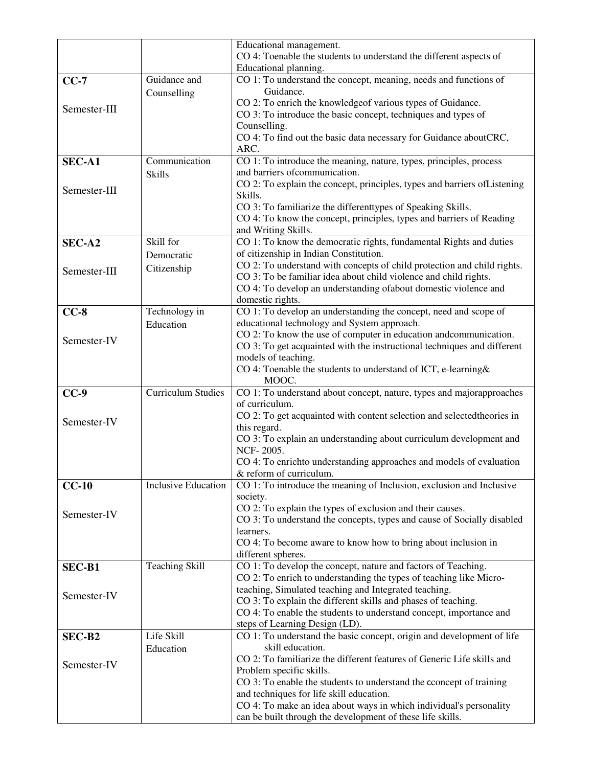| | | |
|---|---|---|
| | | Educational management.<br>CO 4: Toenable the students to understand the different aspects of Educational planning. |
| **CC-7**<br><br>Semester-III | Guidance and Counselling | CO 1: To understand the concept, meaning, needs and functions of Guidance.<br>CO 2: To enrich the knowledgeof various types of Guidance.<br>CO 3: To introduce the basic concept, techniques and types of Counselling.<br>CO 4: To find out the basic data necessary for Guidance aboutCRC, ARC. |
| **SEC-A1**<br><br>Semester-III | Communication Skills | CO 1: To introduce the meaning, nature, types, principles, process and barriers ofcommunication.<br>CO 2: To explain the concept, principles, types and barriers ofListening Skills.<br>CO 3: To familiarize the differenttypes of Speaking Skills.<br>CO 4: To know the concept, principles, types and barriers of Reading and Writing Skills. |
| **SEC-A2**<br><br>Semester-III | Skill for Democratic Citizenship | CO 1: To know the democratic rights, fundamental Rights and duties of citizenship in Indian Constitution.<br>CO 2: To understand with concepts of child protection and child rights.<br>CO 3: To be familiar idea about child violence and child rights.<br>CO 4: To develop an understanding ofabout domestic violence and domestic rights. |
| **CC-8**<br><br>Semester-IV | Technology in Education | CO 1: To develop an understanding the concept, need and scope of educational technology and System approach.<br>CO 2: To know the use of computer in education andcommunication.<br>CO 3: To get acquainted with the instructional techniques and different models of teaching.<br>CO 4: Toenable the students to understand of ICT, e-learning& MOOC. |
| **CC-9**<br><br>Semester-IV | Curriculum Studies | CO 1: To understand about concept, nature, types and majorapproaches of curriculum.<br>CO 2: To get acquainted with content selection and selectedtheories in this regard.<br>CO 3: To explain an understanding about curriculum development and NCF- 2005.<br>CO 4: To enrichto understanding approaches and models of evaluation & reform of curriculum. |
| **CC-10**<br><br>Semester-IV | Inclusive Education | CO 1: To introduce the meaning of Inclusion, exclusion and Inclusive society.<br>CO 2: To explain the types of exclusion and their causes.<br>CO 3: To understand the concepts, types and cause of Socially disabled learners.<br>CO 4: To become aware to know how to bring about inclusion in different spheres. |
| **SEC-B1**<br><br>Semester-IV | Teaching Skill | CO 1: To develop the concept, nature and factors of Teaching.<br>CO 2: To enrich to understanding the types of teaching like Micro-teaching, Simulated teaching and Integrated teaching.<br>CO 3: To explain the different skills and phases of teaching.<br>CO 4: To enable the students to understand concept, importance and steps of Learning Design (LD). |
| **SEC-B2**<br><br>Semester-IV | Life Skill Education | CO 1: To understand the basic concept, origin and development of life skill education.<br>CO 2: To familiarize the different features of Generic Life skills and Problem specific skills.<br>CO 3: To enable the students to understand the cconcept of training and techniques for life skill education.<br>CO 4: To make an idea about ways in which individual's personality can be built through the development of these life skills. |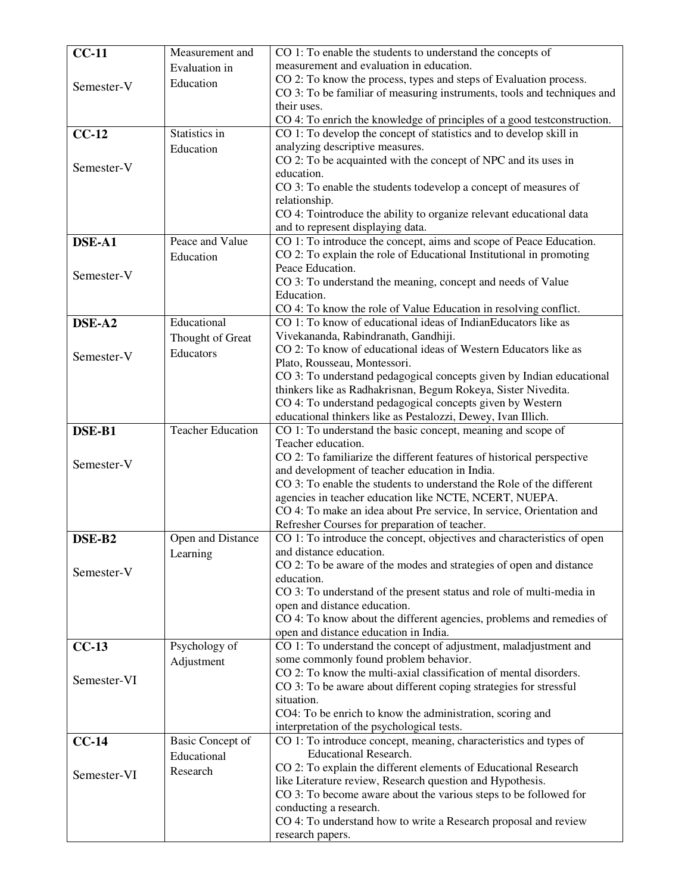| **CC-11**<br><br>Semester-V | Measurement and Evaluation in Education | CO 1: To enable the students to understand the concepts of measurement and evaluation in education.<br>CO 2: To know the process, types and steps of Evaluation process.<br>CO 3: To be familiar of measuring instruments, tools and techniques and their uses.<br>CO 4: To enrich the knowledge of principles of a good testconstruction. |
|---|---|---|
| **CC-12**<br><br>Semester-V | Statistics in Education | CO 1: To develop the concept of statistics and to develop skill in analyzing descriptive measures.<br>CO 2: To be acquainted with the concept of NPC and its uses in education.<br>CO 3: To enable the students todevelop a concept of measures of relationship.<br>CO 4: Tointroduce the ability to organize relevant educational data and to represent displaying data. |
| **DSE-A1**<br><br>Semester-V | Peace and Value Education | CO 1: To introduce the concept, aims and scope of Peace Education.<br>CO 2: To explain the role of Educational Institutional in promoting Peace Education.<br>CO 3: To understand the meaning, concept and needs of Value Education.<br>CO 4: To know the role of Value Education in resolving conflict. |
| **DSE-A2**<br><br>Semester-V | Educational Thought of Great Educators | CO 1: To know of educational ideas of IndianEducators like as Vivekananda, Rabindranath, Gandhiji.<br>CO 2: To know of educational ideas of Western Educators like as Plato, Rousseau, Montessori.<br>CO 3: To understand pedagogical concepts given by Indian educational thinkers like as Radhakrisnan, Begum Rokeya, Sister Nivedita.<br>CO 4: To understand pedagogical concepts given by Western educational thinkers like as Pestalozzi, Dewey, Ivan Illich. |
| **DSE-B1**<br><br>Semester-V | Teacher Education | CO 1: To understand the basic concept, meaning and scope of Teacher education.<br>CO 2: To familiarize the different features of historical perspective and development of teacher education in India.<br>CO 3: To enable the students to understand the Role of the different agencies in teacher education like NCTE, NCERT, NUEPA.<br>CO 4: To make an idea about Pre service, In service, Orientation and Refresher Courses for preparation of teacher. |
| **DSE-B2**<br><br>Semester-V | Open and Distance Learning | CO 1: To introduce the concept, objectives and characteristics of open and distance education.<br>CO 2: To be aware of the modes and strategies of open and distance education.<br>CO 3: To understand of the present status and role of multi-media in open and distance education.<br>CO 4: To know about the different agencies, problems and remedies of open and distance education in India. |
| **CC-13**<br><br>Semester-VI | Psychology of Adjustment | CO 1: To understand the concept of adjustment, maladjustment and some commonly found problem behavior.<br>CO 2: To know the multi-axial classification of mental disorders.<br>CO 3: To be aware about different coping strategies for stressful situation.<br>CO4: To be enrich to know the administration, scoring and interpretation of the psychological tests. |
| **CC-14**<br><br>Semester-VI | Basic Concept of Educational Research | CO 1: To introduce concept, meaning, characteristics and types of Educational Research.<br>CO 2: To explain the different elements of Educational Research like Literature review, Research question and Hypothesis.<br>CO 3: To become aware about the various steps to be followed for conducting a research.<br>CO 4: To understand how to write a Research proposal and review research papers. |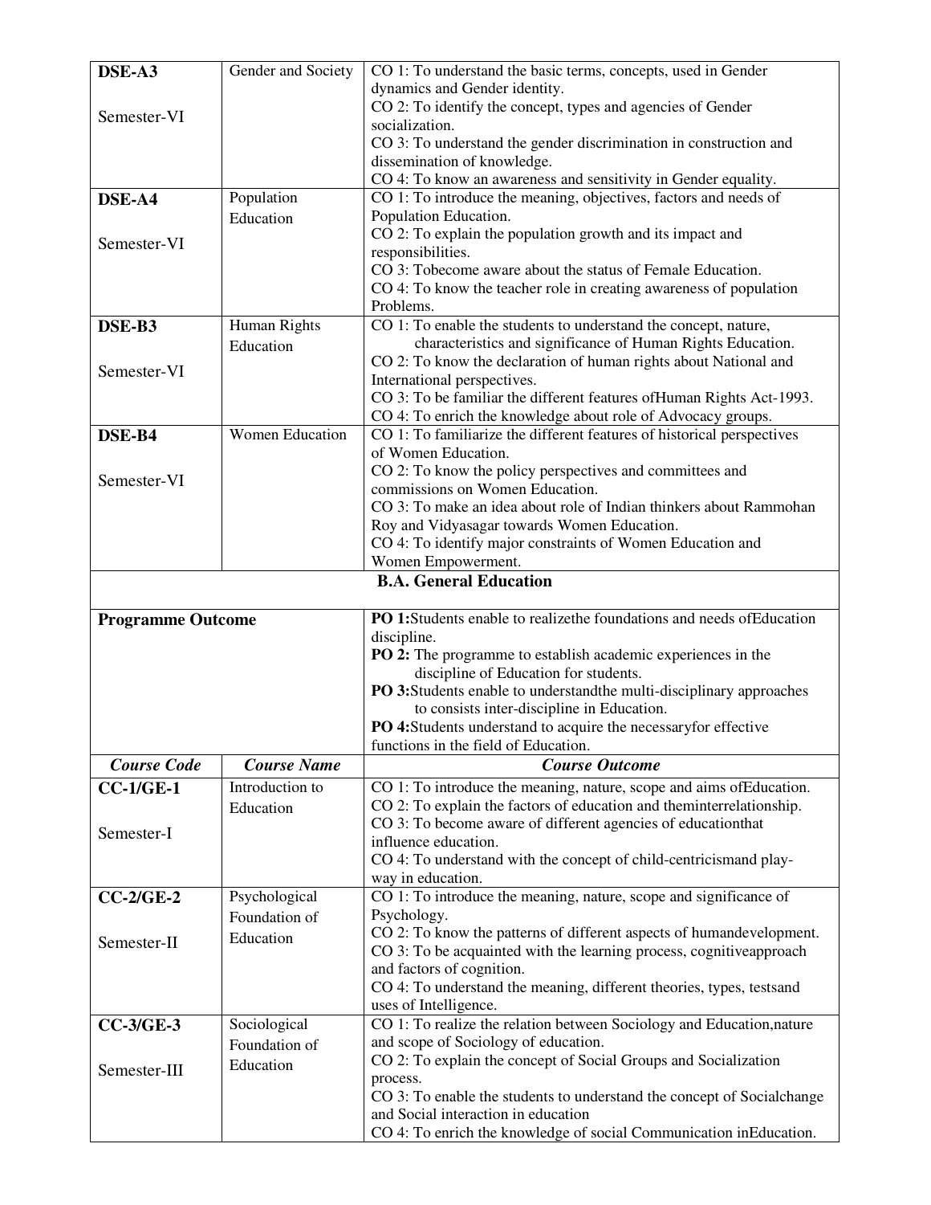| | | |
|---|---|---|
| **DSE-A3**<br><br>Semester-VI | Gender and Society | CO 1: To understand the basic terms, concepts, used in Gender dynamics and Gender identity.<br>CO 2: To identify the concept, types and agencies of Gender socialization.<br>CO 3: To understand the gender discrimination in construction and dissemination of knowledge.<br>CO 4: To know an awareness and sensitivity in Gender equality. |
| **DSE-A4**<br><br>Semester-VI | Population Education | CO 1: To introduce the meaning, objectives, factors and needs of Population Education.<br>CO 2: To explain the population growth and its impact and responsibilities.<br>CO 3: Tobecome aware about the status of Female Education.<br>CO 4: To know the teacher role in creating awareness of population Problems. |
| **DSE-B3**<br><br>Semester-VI | Human Rights Education | CO 1: To enable the students to understand the concept, nature, characteristics and significance of Human Rights Education.<br>CO 2: To know the declaration of human rights about National and International perspectives.<br>CO 3: To be familiar the different features ofHuman Rights Act-1993.<br>CO 4: To enrich the knowledge about role of Advocacy groups. |
| **DSE-B4**<br><br>Semester-VI | Women Education | CO 1: To familiarize the different features of historical perspectives of Women Education.<br>CO 2: To know the policy perspectives and committees and commissions on Women Education.<br>CO 3: To make an idea about role of Indian thinkers about Rammohan Roy and Vidyasagar towards Women Education.<br>CO 4: To identify major constraints of Women Education and Women Empowerment. |

**B.A. General Education**

| | |
|---|---|
| **Programme Outcome** | **PO 1:**Students enable to realizethe foundations and needs ofEducation discipline.<br>**PO 2:** The programme to establish academic experiences in the discipline of Education for students.<br>**PO 3:**Students enable to understandthe multi-disciplinary approaches to consists inter-discipline in Education.<br>**PO 4:**Students understand to acquire the necessaryfor effective functions in the field of Education. |

| ***Course Code*** | ***Course Name*** | ***Course Outcome*** |
|---|---|---|
| **CC-1/GE-1**<br><br>Semester-I | Introduction to Education | CO 1: To introduce the meaning, nature, scope and aims ofEducation.<br>CO 2: To explain the factors of education and theminterrelationship.<br>CO 3: To become aware of different agencies of educationthat influence education.<br>CO 4: To understand with the concept of child-centricismand play-way in education. |
| **CC-2/GE-2**<br><br>Semester-II | Psychological Foundation of Education | CO 1: To introduce the meaning, nature, scope and significance of Psychology.<br>CO 2: To know the patterns of different aspects of humandevelopment.<br>CO 3: To be acquainted with the learning process, cognitiveapproach and factors of cognition.<br>CO 4: To understand the meaning, different theories, types, testsand uses of Intelligence. |
| **CC-3/GE-3**<br><br>Semester-III | Sociological Foundation of Education | CO 1: To realize the relation between Sociology and Education,nature and scope of Sociology of education.<br>CO 2: To explain the concept of Social Groups and Socialization process.<br>CO 3: To enable the students to understand the concept of Socialchange and Social interaction in education<br>CO 4: To enrich the knowledge of social Communication inEducation. |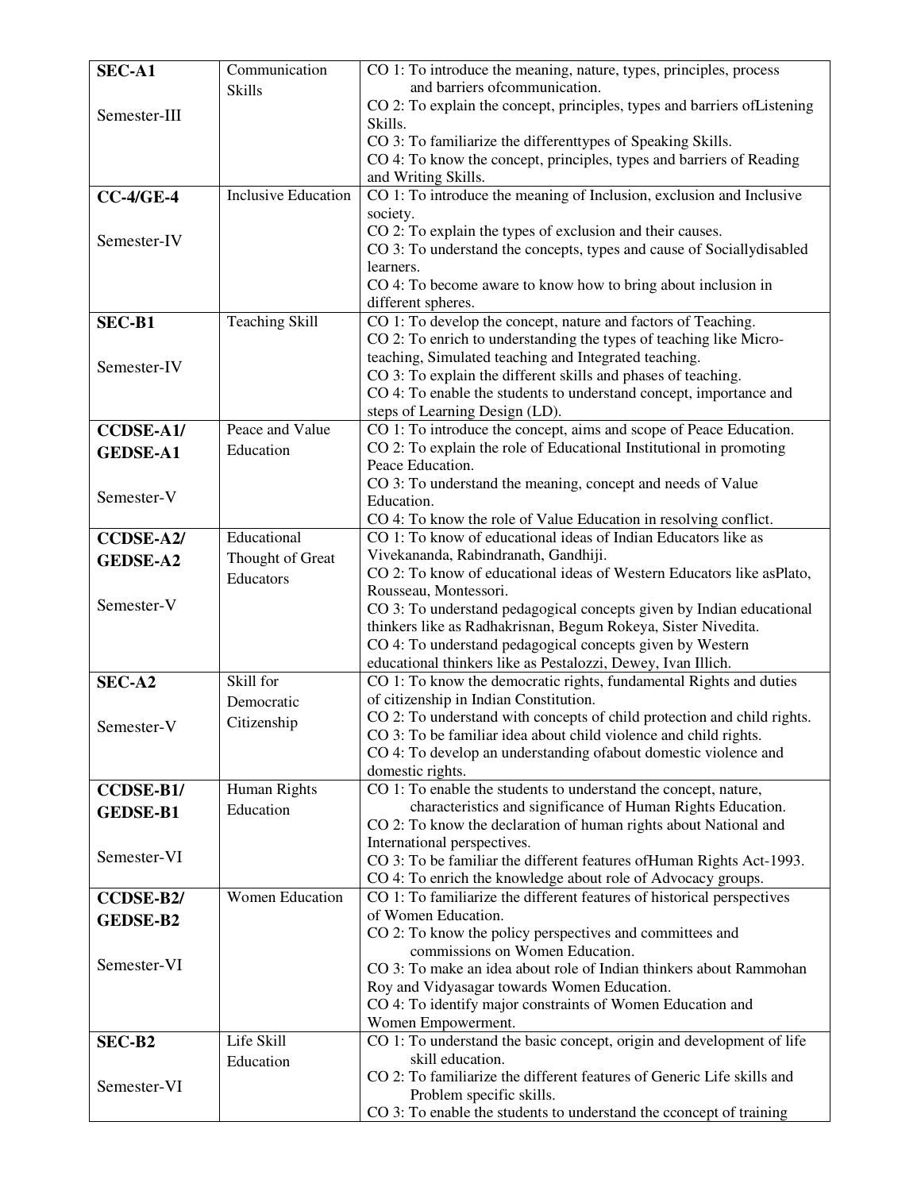| **SEC-A1**<br><br>Semester-III | Communication Skills | CO 1: To introduce the meaning, nature, types, principles, process and barriers ofcommunication.<br>CO 2: To explain the concept, principles, types and barriers ofListening Skills.<br>CO 3: To familiarize the differenttypes of Speaking Skills.<br>CO 4: To know the concept, principles, types and barriers of Reading and Writing Skills. |
|---|---|---|
| **CC-4/GE-4**<br><br>Semester-IV | Inclusive Education | CO 1: To introduce the meaning of Inclusion, exclusion and Inclusive society.<br>CO 2: To explain the types of exclusion and their causes.<br>CO 3: To understand the concepts, types and cause of Sociallydisabled learners.<br>CO 4: To become aware to know how to bring about inclusion in different spheres. |
| **SEC-B1**<br><br>Semester-IV | Teaching Skill | CO 1: To develop the concept, nature and factors of Teaching.<br>CO 2: To enrich to understanding the types of teaching like Micro-teaching, Simulated teaching and Integrated teaching.<br>CO 3: To explain the different skills and phases of teaching.<br>CO 4: To enable the students to understand concept, importance and steps of Learning Design (LD). |
| **CCDSE-A1/ GEDSE-A1**<br><br>Semester-V | Peace and Value Education | CO 1: To introduce the concept, aims and scope of Peace Education.<br>CO 2: To explain the role of Educational Institutional in promoting Peace Education.<br>CO 3: To understand the meaning, concept and needs of Value Education.<br>CO 4: To know the role of Value Education in resolving conflict. |
| **CCDSE-A2/ GEDSE-A2**<br><br>Semester-V | Educational Thought of Great Educators | CO 1: To know of educational ideas of Indian Educators like as Vivekananda, Rabindranath, Gandhiji.<br>CO 2: To know of educational ideas of Western Educators like asPlato, Rousseau, Montessori.<br>CO 3: To understand pedagogical concepts given by Indian educational thinkers like as Radhakrisnan, Begum Rokeya, Sister Nivedita.<br>CO 4: To understand pedagogical concepts given by Western educational thinkers like as Pestalozzi, Dewey, Ivan Illich. |
| **SEC-A2**<br><br>Semester-V | Skill for Democratic Citizenship | CO 1: To know the democratic rights, fundamental Rights and duties of citizenship in Indian Constitution.<br>CO 2: To understand with concepts of child protection and child rights.<br>CO 3: To be familiar idea about child violence and child rights.<br>CO 4: To develop an understanding ofabout domestic violence and domestic rights. |
| **CCDSE-B1/ GEDSE-B1**<br><br>Semester-VI | Human Rights Education | CO 1: To enable the students to understand the concept, nature, characteristics and significance of Human Rights Education.<br>CO 2: To know the declaration of human rights about National and International perspectives.<br>CO 3: To be familiar the different features ofHuman Rights Act-1993.<br>CO 4: To enrich the knowledge about role of Advocacy groups. |
| **CCDSE-B2/ GEDSE-B2**<br><br>Semester-VI | Women Education | CO 1: To familiarize the different features of historical perspectives of Women Education.<br>CO 2: To know the policy perspectives and committees and commissions on Women Education.<br>CO 3: To make an idea about role of Indian thinkers about Rammohan Roy and Vidyasagar towards Women Education.<br>CO 4: To identify major constraints of Women Education and Women Empowerment. |
| **SEC-B2**<br><br>Semester-VI | Life Skill Education | CO 1: To understand the basic concept, origin and development of life skill education.<br>CO 2: To familiarize the different features of Generic Life skills and Problem specific skills.<br>CO 3: To enable the students to understand the cconcept of training |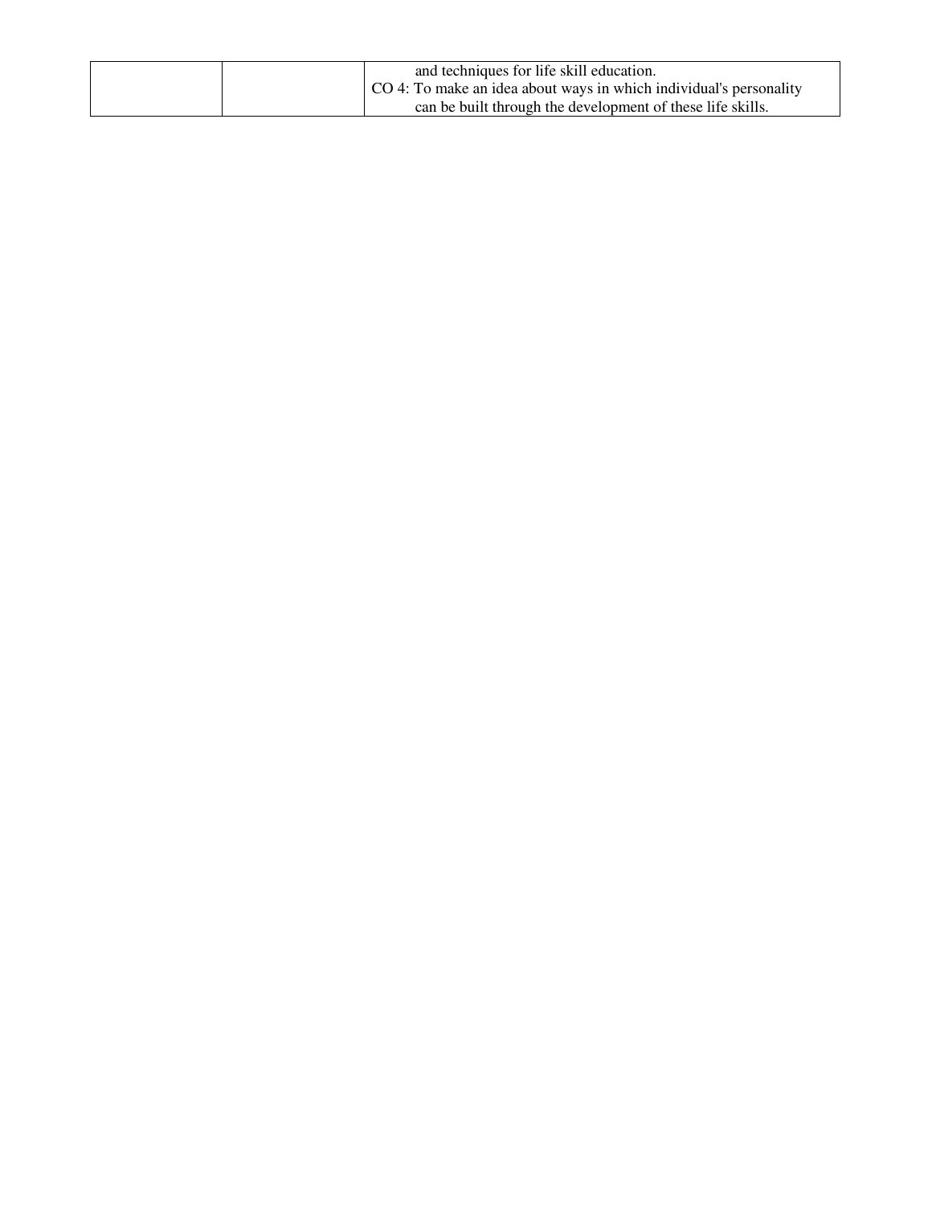| | | |
|---|---|---|
| | | and techniques for life skill education.<br>CO 4: To make an idea about ways in which individual's personality can be built through the development of these life skills. |